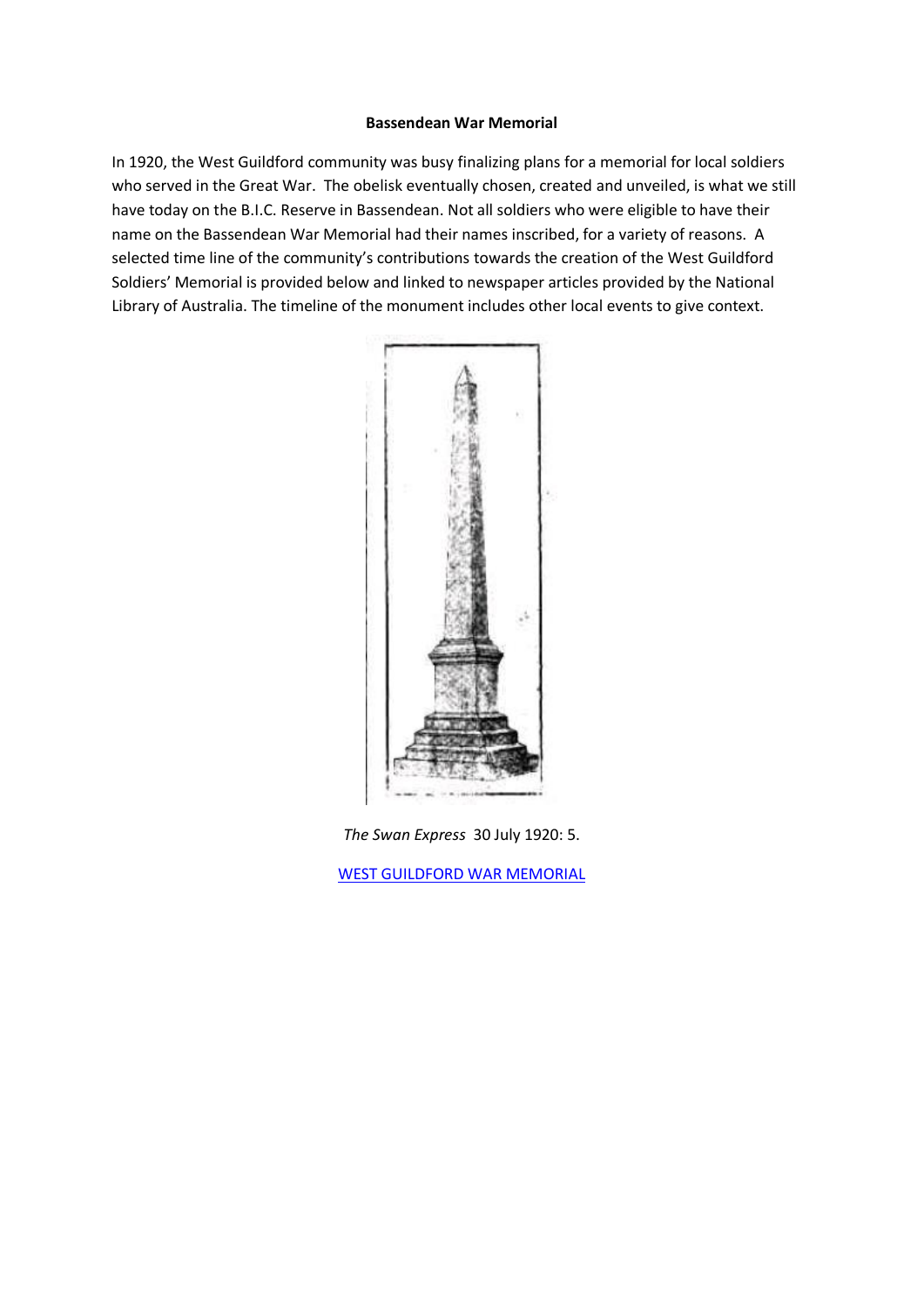**Bassendean War Memorial**

In 1920, the West Guildford community was busy finalizing plans for a memorial for local soldiers who served in the Great War. The obelisk eventually chosen, created and unveiled, is what we still have today on the B.I.C. Reserve in Bassendean. Not all soldiers who were eligible to have their name on the Bassendean War Memorial had their names inscribed, for a variety of reasons. A selected time line of the community's contributions towards the creation of the West Guildford Soldiers' Memorial is provided below and linked to newspaper articles provided by the National Library of Australia. The timeline of the monument includes other local events to give context.

*The Swan Express* 30 July 1920: 5.

WEST GUILDFORD WAR MEMORIAL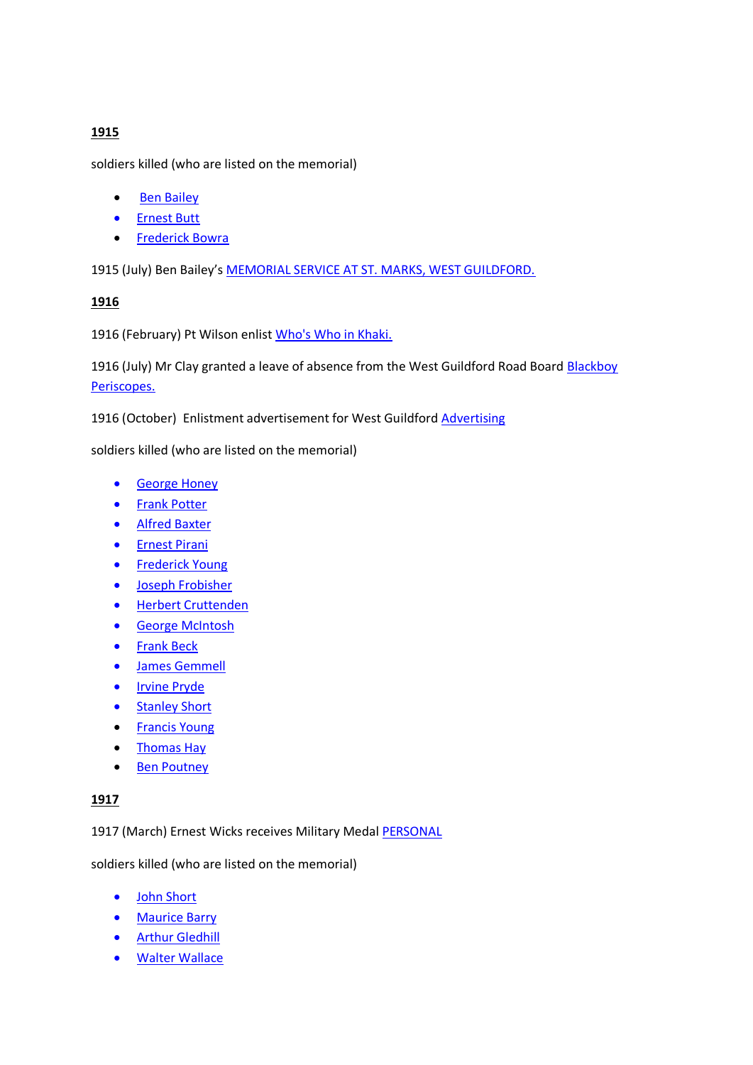**1915**

soldiers killed (who are listed on the memorial)

- Ben Bailey
- Ernest Butt
- Frederick Bowra

1915 (July) Ben Bailey's MEMORIAL SERVICE AT ST. MARKS, WEST GUILDFORD.

**1916**

1916 (February) Pt Wilson enlist Who's Who in Khaki.

1916 (July) Mr Clay granted a leave of absence from the West Guildford Road Board Blackboy Periscopes.

1916 (October) Enlistment advertisement for West Guildford Advertising

soldiers killed (who are listed on the memorial)

- George Honey
- Frank Potter
- Alfred Baxter
- Ernest Pirani
- Frederick Young
- Joseph Frobisher
- Herbert Cruttenden
- George McIntosh
- Frank Beck
- James Gemmell
- Irvine Pryde
- Stanley Short
- Francis Young
- Thomas Hay
- Ben Poutney

**1917**

1917 (March) Ernest Wicks receives Military Medal PERSONAL

soldiers killed (who are listed on the memorial)

- John Short
- Maurice Barry
- Arthur Gledhill
- Walter Wallace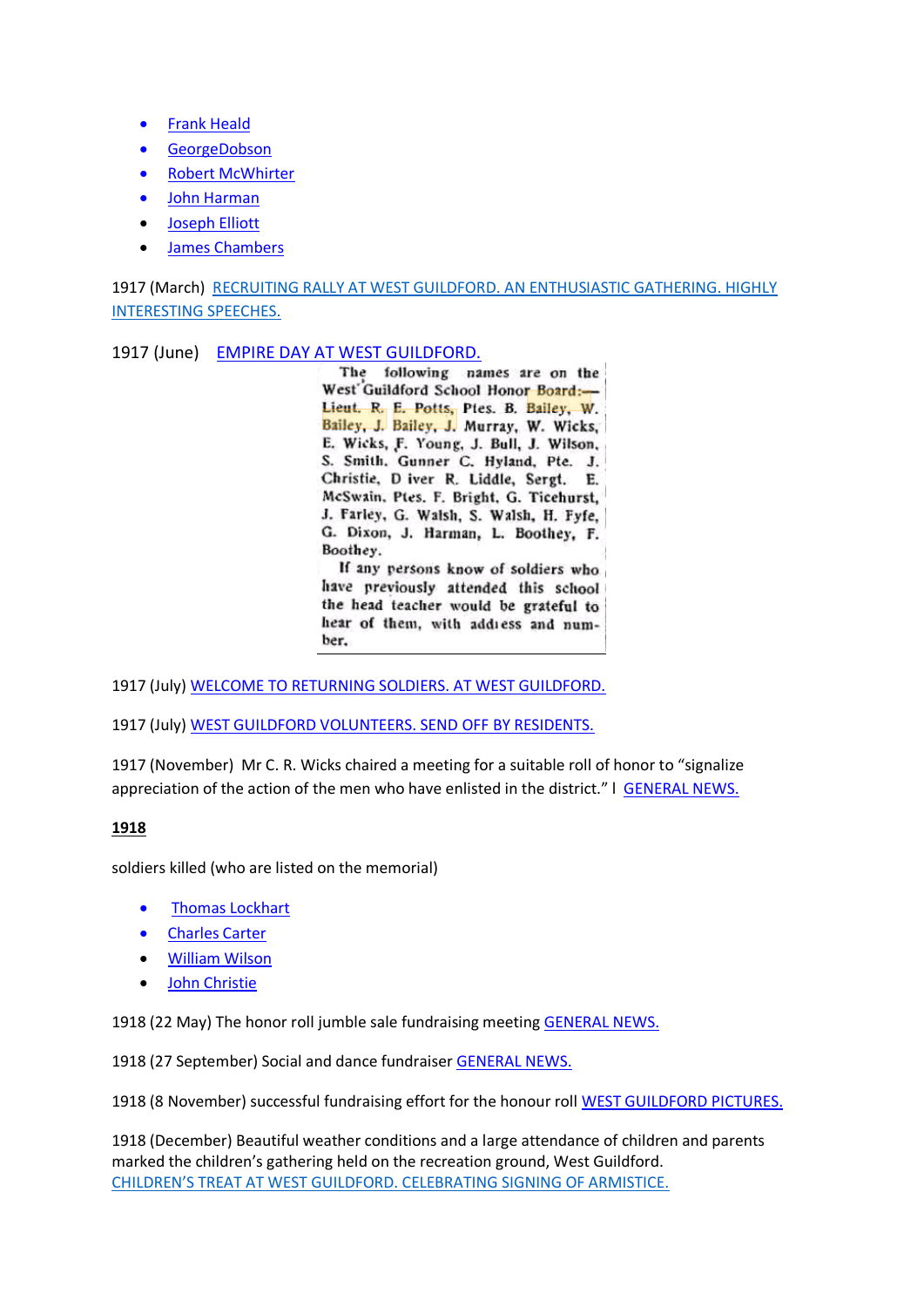- Frank Heald
- GeorgeDobson
- Robert McWhirter
- John Harman
- Joseph Elliott
- James Chambers

1917 (March) RECRUITING RALLY AT WEST GUILDFORD. AN ENTHUSIASTIC GATHERING. HIGHLY INTERESTING SPEECHES.

1917 (June) EMPIRE DAY AT WEST GUILDFORD.

The following names are on the West Guildford School Honor Board:—Lieut. R. E. Potts, Ptes. B. Bailey, W. Bailey, J. Bailey, J. Murray, W. Wicks, E. Wicks, F. Young, J. Bull, J. Wilson, S. Smith, Gunner C. Hyland, Pte. J. Christie, D iver R. Liddle, Sergt. E. McSwain, Ptes. F. Bright, G. Ticehurst, J. Farley, G. Walsh, S. Walsh, H. Fyfe, G. Dixon, J. Harman, L. Boothey, F. Boothey.

If any persons know of soldiers who have previously attended this school the head teacher would be grateful to hear of them, with address and number.

1917 (July) WELCOME TO RETURNING SOLDIERS. AT WEST GUILDFORD.

1917 (July) WEST GUILDFORD VOLUNTEERS. SEND OFF BY RESIDENTS.

1917 (November) Mr C. R. Wicks chaired a meeting for a suitable roll of honor to "signalize appreciation of the action of the men who have enlisted in the district." I GENERAL NEWS.

**1918**

soldiers killed (who are listed on the memorial)

- Thomas Lockhart
- Charles Carter
- William Wilson
- John Christie

1918 (22 May) The honor roll jumble sale fundraising meeting GENERAL NEWS.

1918 (27 September) Social and dance fundraiser GENERAL NEWS.

1918 (8 November) successful fundraising effort for the honour roll WEST GUILDFORD PICTURES.

1918 (December) Beautiful weather conditions and a large attendance of children and parents marked the children's gathering held on the recreation ground, West Guildford. CHILDREN'S TREAT AT WEST GUILDFORD. CELEBRATING SIGNING OF ARMISTICE.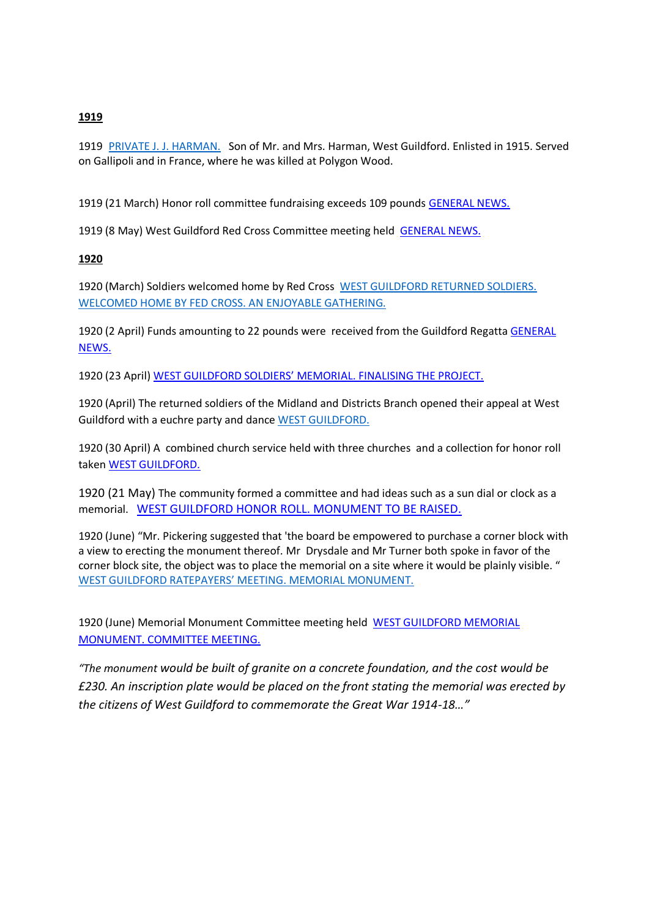**1919**

1919 PRIVATE J. J. HARMAN. Son of Mr. and Mrs. Harman, West Guildford. Enlisted in 1915. Served on Gallipoli and in France, where he was killed at Polygon Wood.

1919 (21 March) Honor roll committee fundraising exceeds 109 pounds GENERAL NEWS.

1919 (8 May) West Guildford Red Cross Committee meeting held GENERAL NEWS.

**1920**

1920 (March) Soldiers welcomed home by Red Cross WEST GUILDFORD RETURNED SOLDIERS. WELCOMED HOME BY FED CROSS. AN ENJOYABLE GATHERING.

1920 (2 April) Funds amounting to 22 pounds were received from the Guildford Regatta GENERAL NEWS.

1920 (23 April) WEST GUILDFORD SOLDIERS' MEMORIAL. FINALISING THE PROJECT.

1920 (April) The returned soldiers of the Midland and Districts Branch opened their appeal at West Guildford with a euchre party and dance WEST GUILDFORD.

1920 (30 April) A combined church service held with three churches and a collection for honor roll taken WEST GUILDFORD.

1920 (21 May) The community formed a committee and had ideas such as a sun dial or clock as a memorial. WEST GUILDFORD HONOR ROLL. MONUMENT TO BE RAISED.

1920 (June) "Mr. Pickering suggested that 'the board be empowered to purchase a corner block with a view to erecting the monument thereof. Mr Drysdale and Mr Turner both spoke in favor of the corner block site, the object was to place the memorial on a site where it would be plainly visible. " WEST GUILDFORD RATEPAYERS' MEETING. MEMORIAL MONUMENT.

1920 (June) Memorial Monument Committee meeting held WEST GUILDFORD MEMORIAL MONUMENT. COMMITTEE MEETING.

*"The monument would be built of granite on a concrete foundation, and the cost would be £230. An inscription plate would be placed on the front stating the memorial was erected by the citizens of West Guildford to commemorate the Great War 1914-18…"*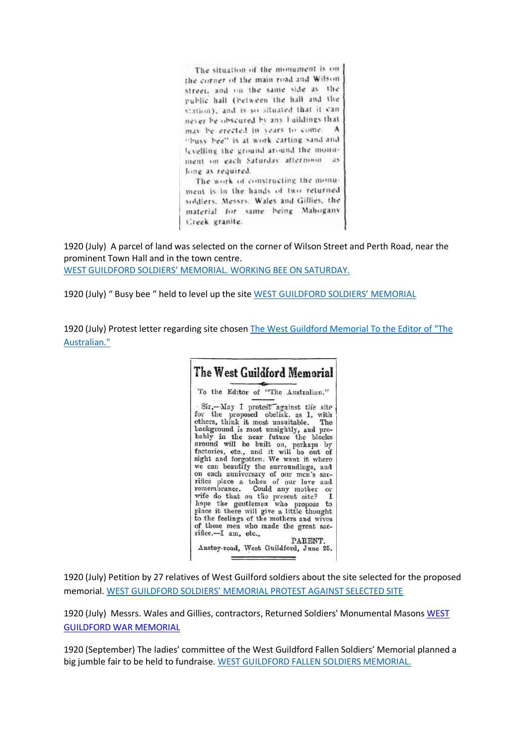The situation of the monument is on the corner of the main road and Wilson street, and on the same side as the public hall (between the hall and the station), and is so situated that it can never be obscured by any buildings that may be erected in years to come. A "busy bee" is at work carting sand and levelling the ground around the monument on each Saturday afternoon as long as required.

The work of constructing the monument is in the hands of two returned soldiers, Messrs. Wales and Gillies, the material for same being Mahogany Creek granite.

1920 (July) A parcel of land was selected on the corner of Wilson Street and Perth Road, near the prominent Town Hall and in the town centre.
WEST GUILDFORD SOLDIERS' MEMORIAL. WORKING BEE ON SATURDAY.

1920 (July) " Busy bee " held to level up the site WEST GUILDFORD SOLDIERS' MEMORIAL

1920 (July) Protest letter regarding site chosen The West Guildford Memorial To the Editor of "The Australian."

## The West Guildford Memorial

To the Editor of "The Australian."

Sir,—May I protest against the site for the proposed obelisk, as I, with others, think it most unsuitable. The background is most unsightly, and probably in the near future the blocks around will be built on, perhaps by factories, etc., and it will be out of sight and forgotten. We want it where we can beautify the surroundings, and on each anniversary of our men's sacrifice place a token of our love and remembrance. Could any mother or wife do that on the present site? I hope the gentlemen who propose to place it there will give a little thought to the feelings of the mothers and wives of those men who made the great sacrifice.—I am, etc.,

PARENT.

Anstey-road, West Guildford, June 25.

1920 (July) Petition by 27 relatives of West Guilford soldiers about the site selected for the proposed memorial. WEST GUILDFORD SOLDIERS' MEMORIAL PROTEST AGAINST SELECTED SITE

1920 (July) Messrs. Wales and Gillies, contractors, Returned Soldiers' Monumental Masons WEST GUILDFORD WAR MEMORIAL

1920 (September) The ladies' committee of the West Guildford Fallen Soldiers' Memorial planned a big jumble fair to be held to fundraise. WEST GUILDFORD FALLEN SOLDIERS MEMORIAL.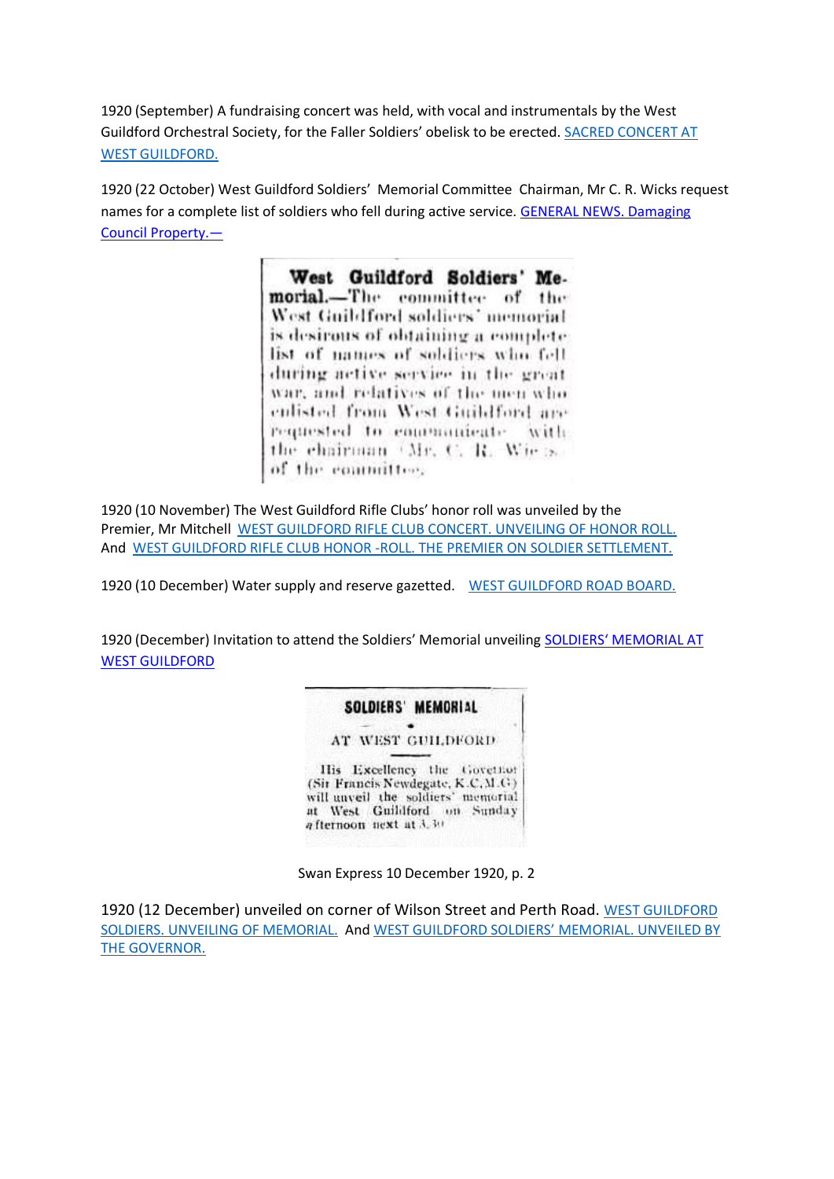1920 (September) A fundraising concert was held, with vocal and instrumentals by the West Guildford Orchestral Society, for the Faller Soldiers' obelisk to be erected. SACRED CONCERT AT WEST GUILDFORD.

1920 (22 October) West Guildford Soldiers' Memorial Committee Chairman, Mr C. R. Wicks request names for a complete list of soldiers who fell during active service. GENERAL NEWS. Damaging Council Property.—

**West Guildford Soldiers' Memorial.**—The committee of the West Guildford soldiers' memorial is desirous of obtaining a complete list of names of soldiers who fell during active service in the great war, and relatives of the men who enlisted from West Guildford are requested to communicate with the chairman (Mr. C. R. Wicks) of the committee.

1920 (10 November) The West Guildford Rifle Clubs' honor roll was unveiled by the Premier, Mr Mitchell WEST GUILDFORD RIFLE CLUB CONCERT. UNVEILING OF HONOR ROLL. And WEST GUILDFORD RIFLE CLUB HONOR -ROLL. THE PREMIER ON SOLDIER SETTLEMENT.

1920 (10 December) Water supply and reserve gazetted. WEST GUILDFORD ROAD BOARD.

1920 (December) Invitation to attend the Soldiers' Memorial unveiling SOLDIERS' MEMORIAL AT WEST GUILDFORD

**SOLDIERS' MEMORIAL**

AT WEST GUILDFORD

His Excellency the Governor (Sir Francis Newdegate, K.C.M.G.) will unveil the soldiers' memorial at West Guildford on Sunday afternoon next at 3.30

Swan Express 10 December 1920, p. 2

1920 (12 December) unveiled on corner of Wilson Street and Perth Road. WEST GUILDFORD SOLDIERS. UNVEILING OF MEMORIAL. And WEST GUILDFORD SOLDIERS' MEMORIAL. UNVEILED BY THE GOVERNOR.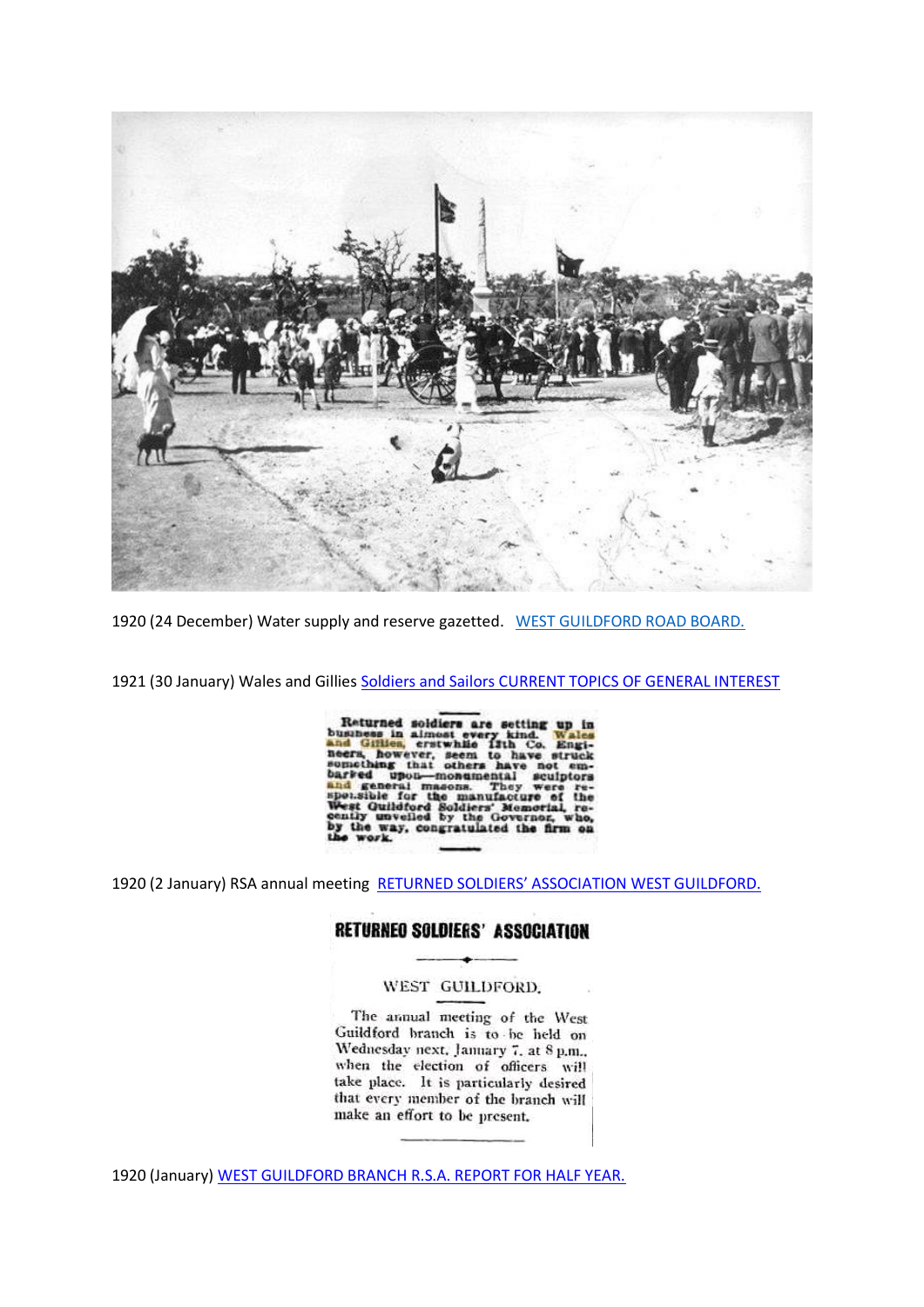1920 (24 December) Water supply and reserve gazetted. WEST GUILDFORD ROAD BOARD.

1921 (30 January) Wales and Gillies Soldiers and Sailors CURRENT TOPICS OF GENERAL INTEREST

Returned soldiers are setting up in business in almost every kind. Wales and Gillies, erstwhile 13th Co. Engineers, however, seem to have struck something that others have not embarked upon—monumental sculptors and general masons. They were responsible for the manufacture of the West Guildford Soldiers' Memorial, recently unveiled by the Governor, who, by the way, congratulated the firm on the work.

1920 (2 January) RSA annual meeting RETURNED SOLDIERS' ASSOCIATION WEST GUILDFORD.

**RETURNED SOLDIERS' ASSOCIATION**

WEST GUILDFORD.

The annual meeting of the West Guildford branch is to be held on Wednesday next, January 7, at 8 p.m., when the election of officers will take place. It is particularly desired that every member of the branch will make an effort to be present.

1920 (January) WEST GUILDFORD BRANCH R.S.A. REPORT FOR HALF YEAR.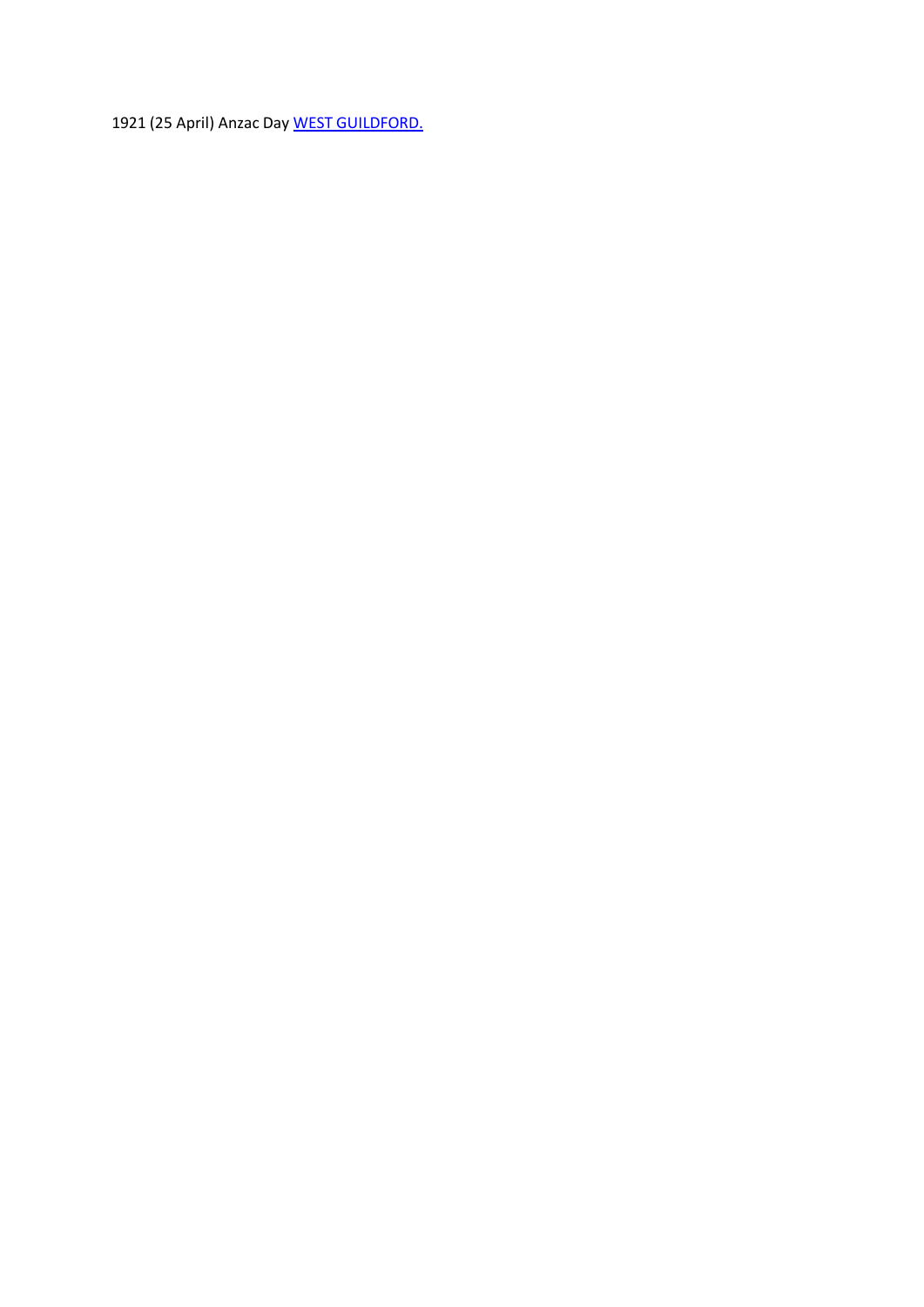1921 (25 April) Anzac Day [WEST GUILDFORD.]